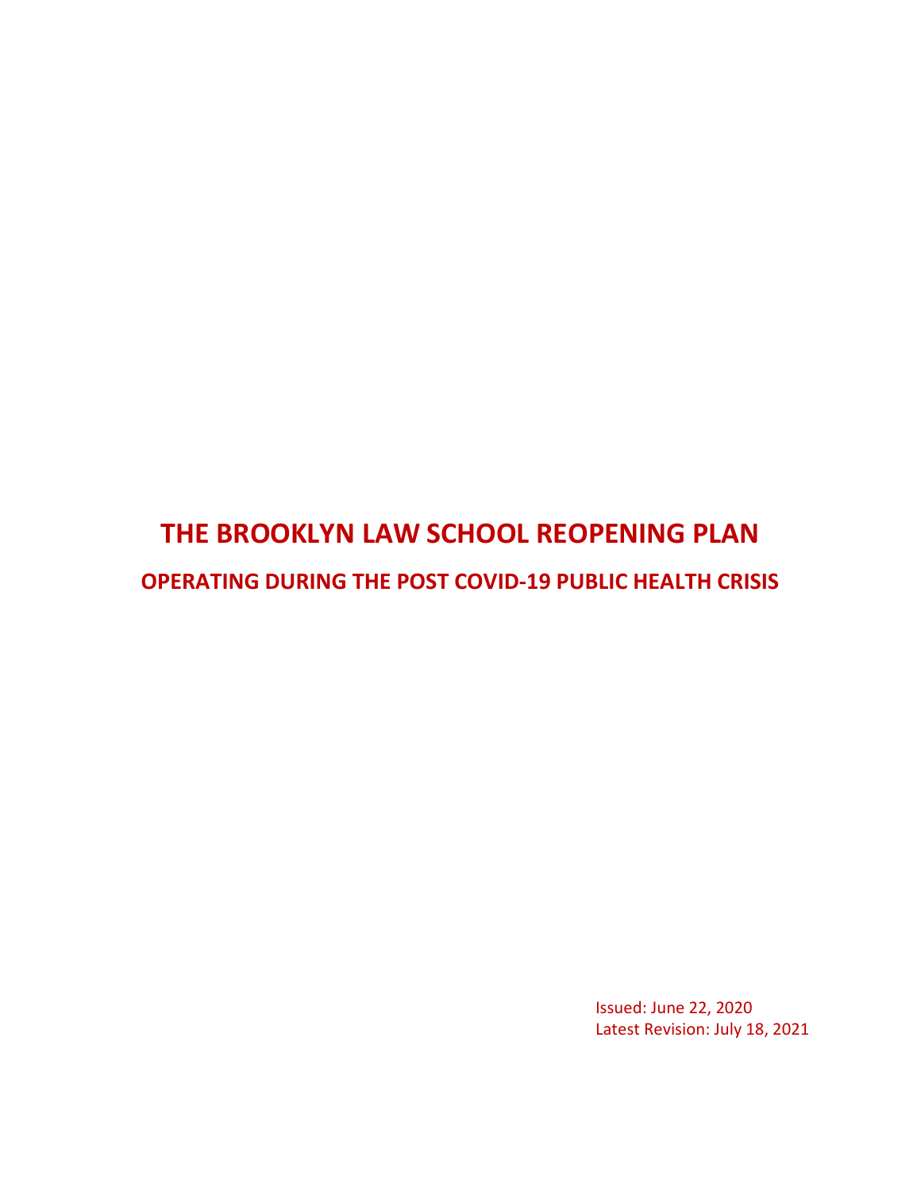# THE BROOKLYN LAW SCHOOL REOPENING PLAN

## OPERATING DURING THE POST COVID-19 PUBLIC HEALTH CRISIS

Issued: June 22, 2020
Latest Revision: July 18, 2021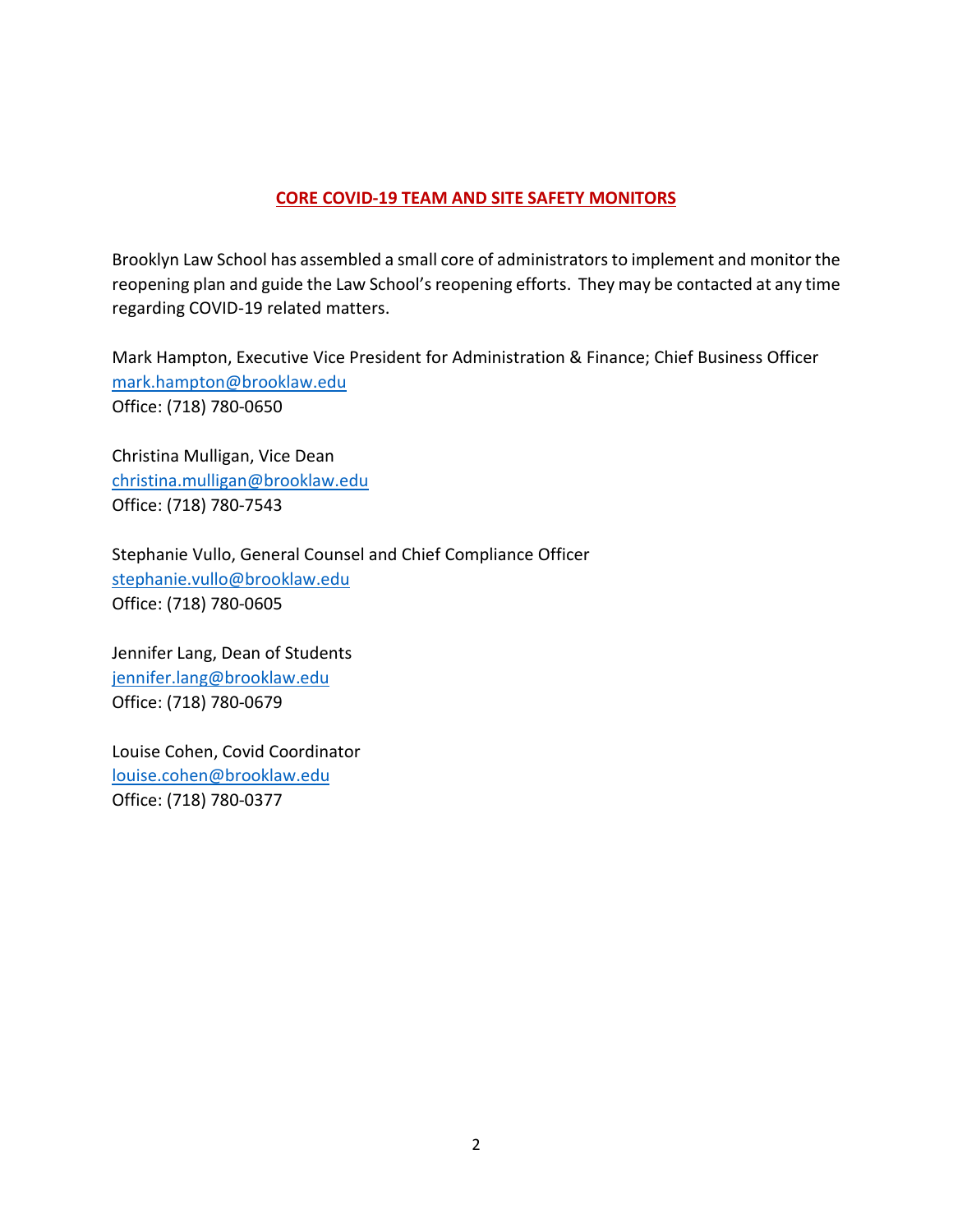## CORE COVID-19 TEAM AND SITE SAFETY MONITORS

Brooklyn Law School has assembled a small core of administrators to implement and monitor the reopening plan and guide the Law School's reopening efforts. They may be contacted at any time regarding COVID-19 related matters.

Mark Hampton, Executive Vice President for Administration & Finance; Chief Business Officer
mark.hampton@brooklaw.edu
Office: (718) 780-0650

Christina Mulligan, Vice Dean
christina.mulligan@brooklaw.edu
Office: (718) 780-7543

Stephanie Vullo, General Counsel and Chief Compliance Officer
stephanie.vullo@brooklaw.edu
Office: (718) 780-0605

Jennifer Lang, Dean of Students
jennifer.lang@brooklaw.edu
Office: (718) 780-0679

Louise Cohen, Covid Coordinator
louise.cohen@brooklaw.edu
Office: (718) 780-0377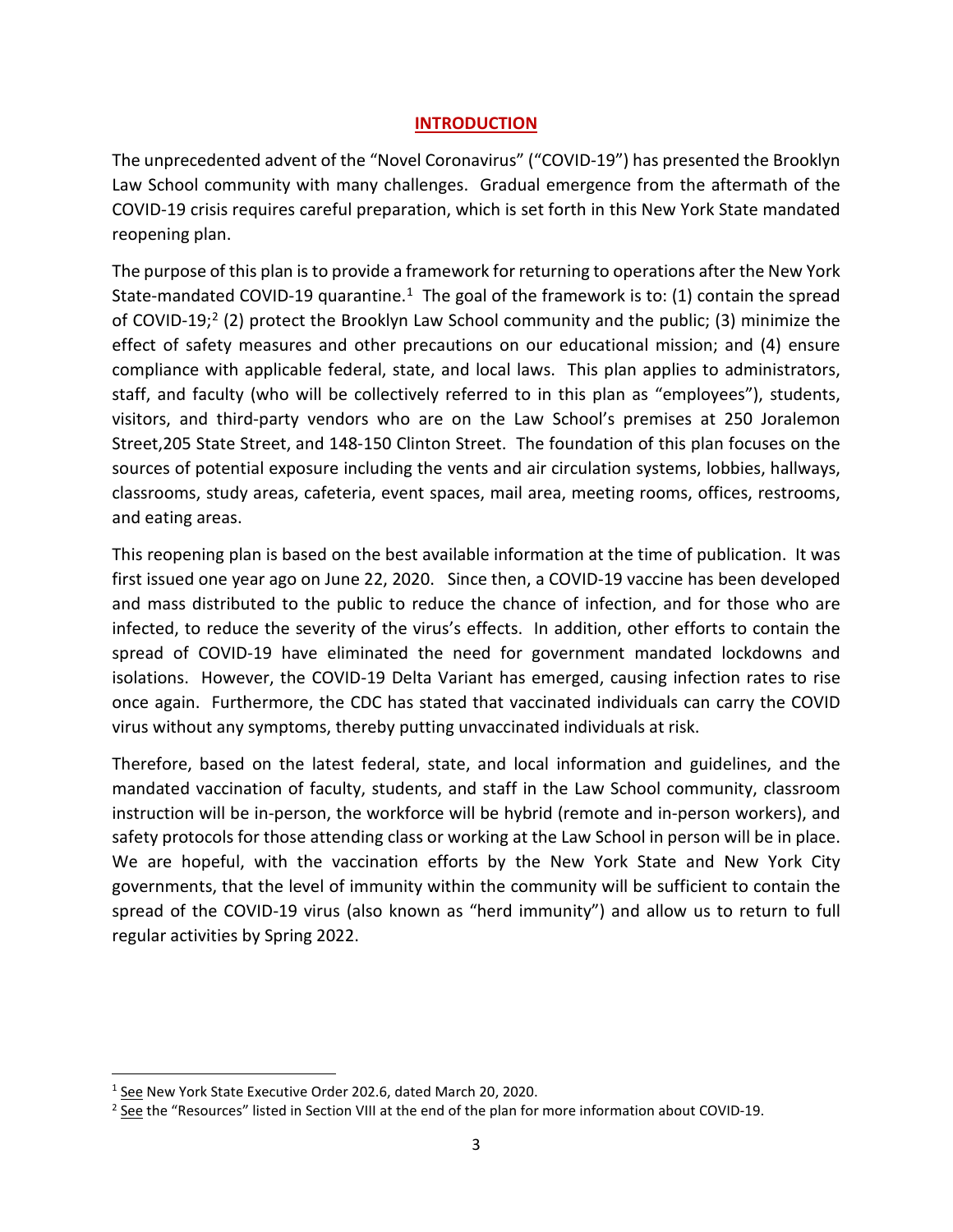# INTRODUCTION

The unprecedented advent of the "Novel Coronavirus" ("COVID-19") has presented the Brooklyn Law School community with many challenges. Gradual emergence from the aftermath of the COVID-19 crisis requires careful preparation, which is set forth in this New York State mandated reopening plan.

The purpose of this plan is to provide a framework for returning to operations after the New York State-mandated COVID-19 quarantine.[1] The goal of the framework is to: (1) contain the spread of COVID-19;[2] (2) protect the Brooklyn Law School community and the public; (3) minimize the effect of safety measures and other precautions on our educational mission; and (4) ensure compliance with applicable federal, state, and local laws. This plan applies to administrators, staff, and faculty (who will be collectively referred to in this plan as "employees"), students, visitors, and third-party vendors who are on the Law School's premises at 250 Joralemon Street,205 State Street, and 148-150 Clinton Street. The foundation of this plan focuses on the sources of potential exposure including the vents and air circulation systems, lobbies, hallways, classrooms, study areas, cafeteria, event spaces, mail area, meeting rooms, offices, restrooms, and eating areas.

This reopening plan is based on the best available information at the time of publication. It was first issued one year ago on June 22, 2020. Since then, a COVID-19 vaccine has been developed and mass distributed to the public to reduce the chance of infection, and for those who are infected, to reduce the severity of the virus's effects. In addition, other efforts to contain the spread of COVID-19 have eliminated the need for government mandated lockdowns and isolations. However, the COVID-19 Delta Variant has emerged, causing infection rates to rise once again. Furthermore, the CDC has stated that vaccinated individuals can carry the COVID virus without any symptoms, thereby putting unvaccinated individuals at risk.

Therefore, based on the latest federal, state, and local information and guidelines, and the mandated vaccination of faculty, students, and staff in the Law School community, classroom instruction will be in-person, the workforce will be hybrid (remote and in-person workers), and safety protocols for those attending class or working at the Law School in person will be in place. We are hopeful, with the vaccination efforts by the New York State and New York City governments, that the level of immunity within the community will be sufficient to contain the spread of the COVID-19 virus (also known as "herd immunity") and allow us to return to full regular activities by Spring 2022.

---

[1] See New York State Executive Order 202.6, dated March 20, 2020.

[2] See the "Resources" listed in Section VIII at the end of the plan for more information about COVID-19.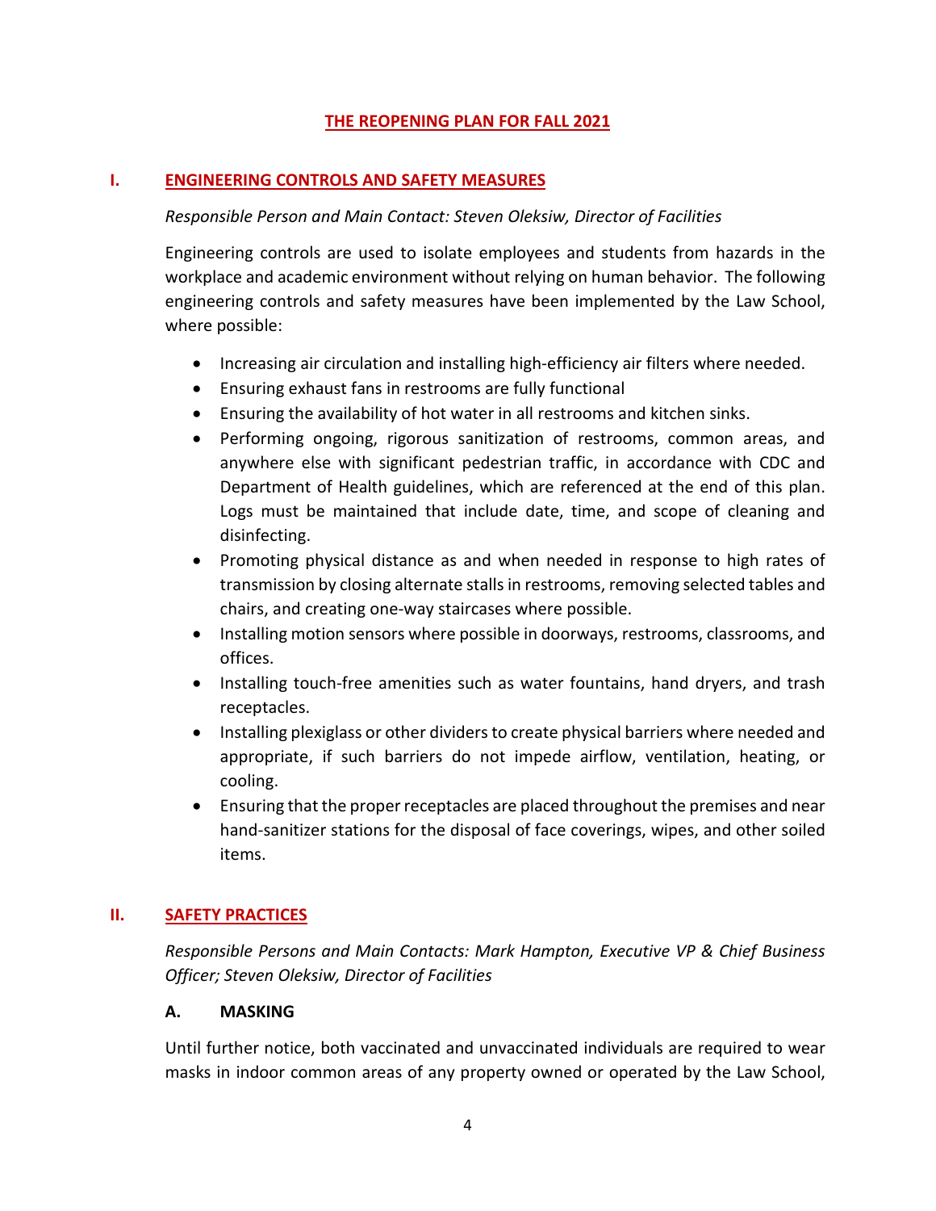## THE REOPENING PLAN FOR FALL 2021

## I. ENGINEERING CONTROLS AND SAFETY MEASURES

*Responsible Person and Main Contact: Steven Oleksiw, Director of Facilities*

Engineering controls are used to isolate employees and students from hazards in the workplace and academic environment without relying on human behavior. The following engineering controls and safety measures have been implemented by the Law School, where possible:

- Increasing air circulation and installing high-efficiency air filters where needed.
- Ensuring exhaust fans in restrooms are fully functional
- Ensuring the availability of hot water in all restrooms and kitchen sinks.
- Performing ongoing, rigorous sanitization of restrooms, common areas, and anywhere else with significant pedestrian traffic, in accordance with CDC and Department of Health guidelines, which are referenced at the end of this plan. Logs must be maintained that include date, time, and scope of cleaning and disinfecting.
- Promoting physical distance as and when needed in response to high rates of transmission by closing alternate stalls in restrooms, removing selected tables and chairs, and creating one-way staircases where possible.
- Installing motion sensors where possible in doorways, restrooms, classrooms, and offices.
- Installing touch-free amenities such as water fountains, hand dryers, and trash receptacles.
- Installing plexiglass or other dividers to create physical barriers where needed and appropriate, if such barriers do not impede airflow, ventilation, heating, or cooling.
- Ensuring that the proper receptacles are placed throughout the premises and near hand-sanitizer stations for the disposal of face coverings, wipes, and other soiled items.

## II. SAFETY PRACTICES

*Responsible Persons and Main Contacts: Mark Hampton, Executive VP & Chief Business Officer; Steven Oleksiw, Director of Facilities*

### A. MASKING

Until further notice, both vaccinated and unvaccinated individuals are required to wear masks in indoor common areas of any property owned or operated by the Law School,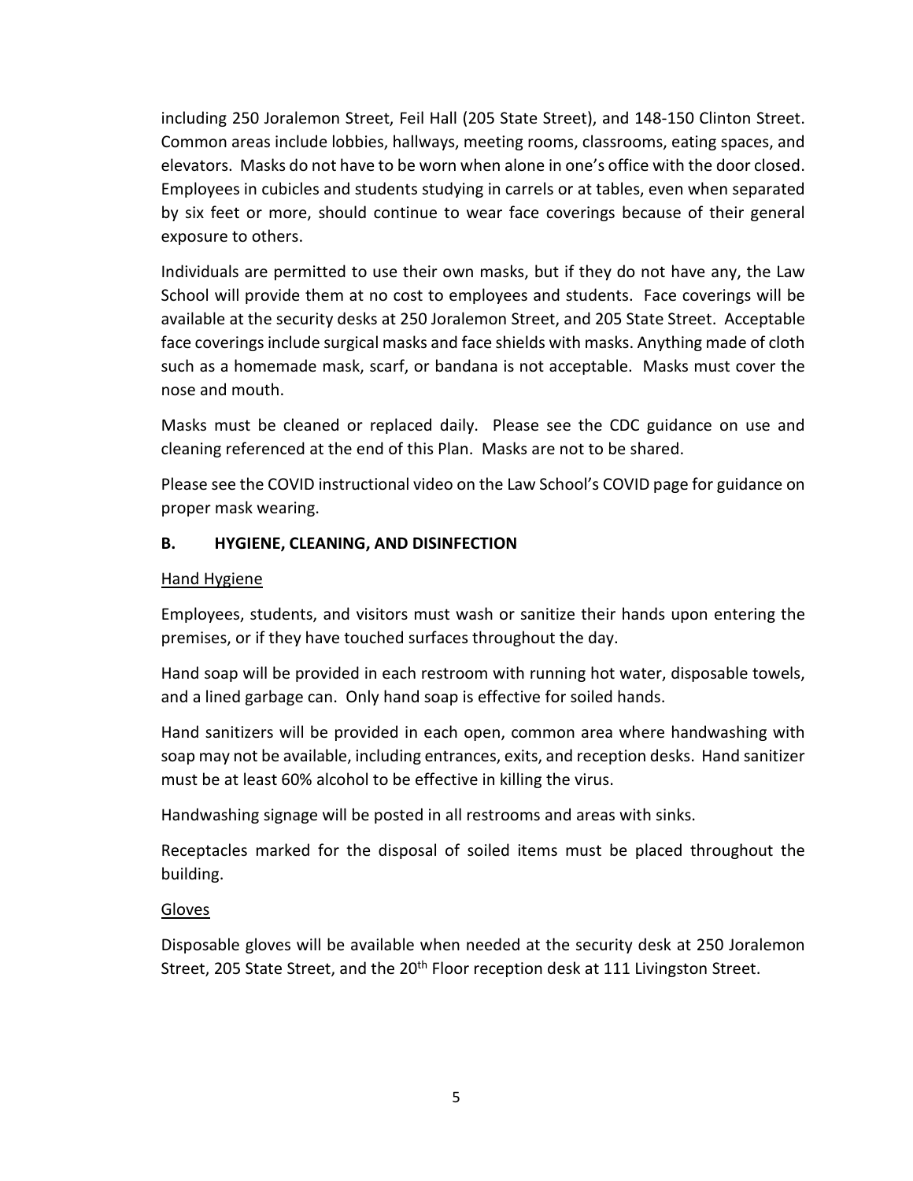including 250 Joralemon Street, Feil Hall (205 State Street), and 148-150 Clinton Street. Common areas include lobbies, hallways, meeting rooms, classrooms, eating spaces, and elevators. Masks do not have to be worn when alone in one's office with the door closed. Employees in cubicles and students studying in carrels or at tables, even when separated by six feet or more, should continue to wear face coverings because of their general exposure to others.

Individuals are permitted to use their own masks, but if they do not have any, the Law School will provide them at no cost to employees and students. Face coverings will be available at the security desks at 250 Joralemon Street, and 205 State Street. Acceptable face coverings include surgical masks and face shields with masks. Anything made of cloth such as a homemade mask, scarf, or bandana is not acceptable. Masks must cover the nose and mouth.

Masks must be cleaned or replaced daily. Please see the CDC guidance on use and cleaning referenced at the end of this Plan. Masks are not to be shared.

Please see the COVID instructional video on the Law School's COVID page for guidance on proper mask wearing.

## B. HYGIENE, CLEANING, AND DISINFECTION

### Hand Hygiene

Employees, students, and visitors must wash or sanitize their hands upon entering the premises, or if they have touched surfaces throughout the day.

Hand soap will be provided in each restroom with running hot water, disposable towels, and a lined garbage can. Only hand soap is effective for soiled hands.

Hand sanitizers will be provided in each open, common area where handwashing with soap may not be available, including entrances, exits, and reception desks. Hand sanitizer must be at least 60% alcohol to be effective in killing the virus.

Handwashing signage will be posted in all restrooms and areas with sinks.

Receptacles marked for the disposal of soiled items must be placed throughout the building.

### Gloves

Disposable gloves will be available when needed at the security desk at 250 Joralemon Street, 205 State Street, and the 20th Floor reception desk at 111 Livingston Street.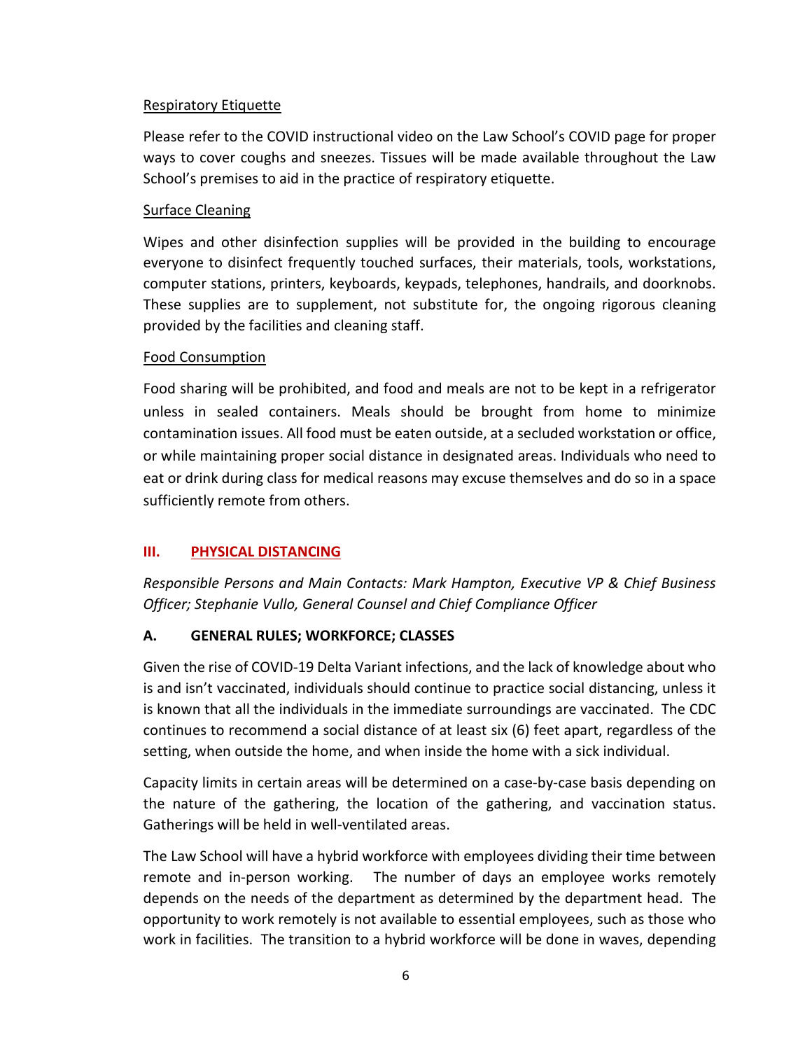Respiratory Etiquette

Please refer to the COVID instructional video on the Law School's COVID page for proper ways to cover coughs and sneezes. Tissues will be made available throughout the Law School's premises to aid in the practice of respiratory etiquette.

Surface Cleaning

Wipes and other disinfection supplies will be provided in the building to encourage everyone to disinfect frequently touched surfaces, their materials, tools, workstations, computer stations, printers, keyboards, keypads, telephones, handrails, and doorknobs. These supplies are to supplement, not substitute for, the ongoing rigorous cleaning provided by the facilities and cleaning staff.

Food Consumption

Food sharing will be prohibited, and food and meals are not to be kept in a refrigerator unless in sealed containers. Meals should be brought from home to minimize contamination issues. All food must be eaten outside, at a secluded workstation or office, or while maintaining proper social distance in designated areas. Individuals who need to eat or drink during class for medical reasons may excuse themselves and do so in a space sufficiently remote from others.

## III. PHYSICAL DISTANCING

*Responsible Persons and Main Contacts: Mark Hampton, Executive VP & Chief Business Officer; Stephanie Vullo, General Counsel and Chief Compliance Officer*

### A. GENERAL RULES; WORKFORCE; CLASSES

Given the rise of COVID-19 Delta Variant infections, and the lack of knowledge about who is and isn't vaccinated, individuals should continue to practice social distancing, unless it is known that all the individuals in the immediate surroundings are vaccinated. The CDC continues to recommend a social distance of at least six (6) feet apart, regardless of the setting, when outside the home, and when inside the home with a sick individual.

Capacity limits in certain areas will be determined on a case-by-case basis depending on the nature of the gathering, the location of the gathering, and vaccination status. Gatherings will be held in well-ventilated areas.

The Law School will have a hybrid workforce with employees dividing their time between remote and in-person working. The number of days an employee works remotely depends on the needs of the department as determined by the department head. The opportunity to work remotely is not available to essential employees, such as those who work in facilities. The transition to a hybrid workforce will be done in waves, depending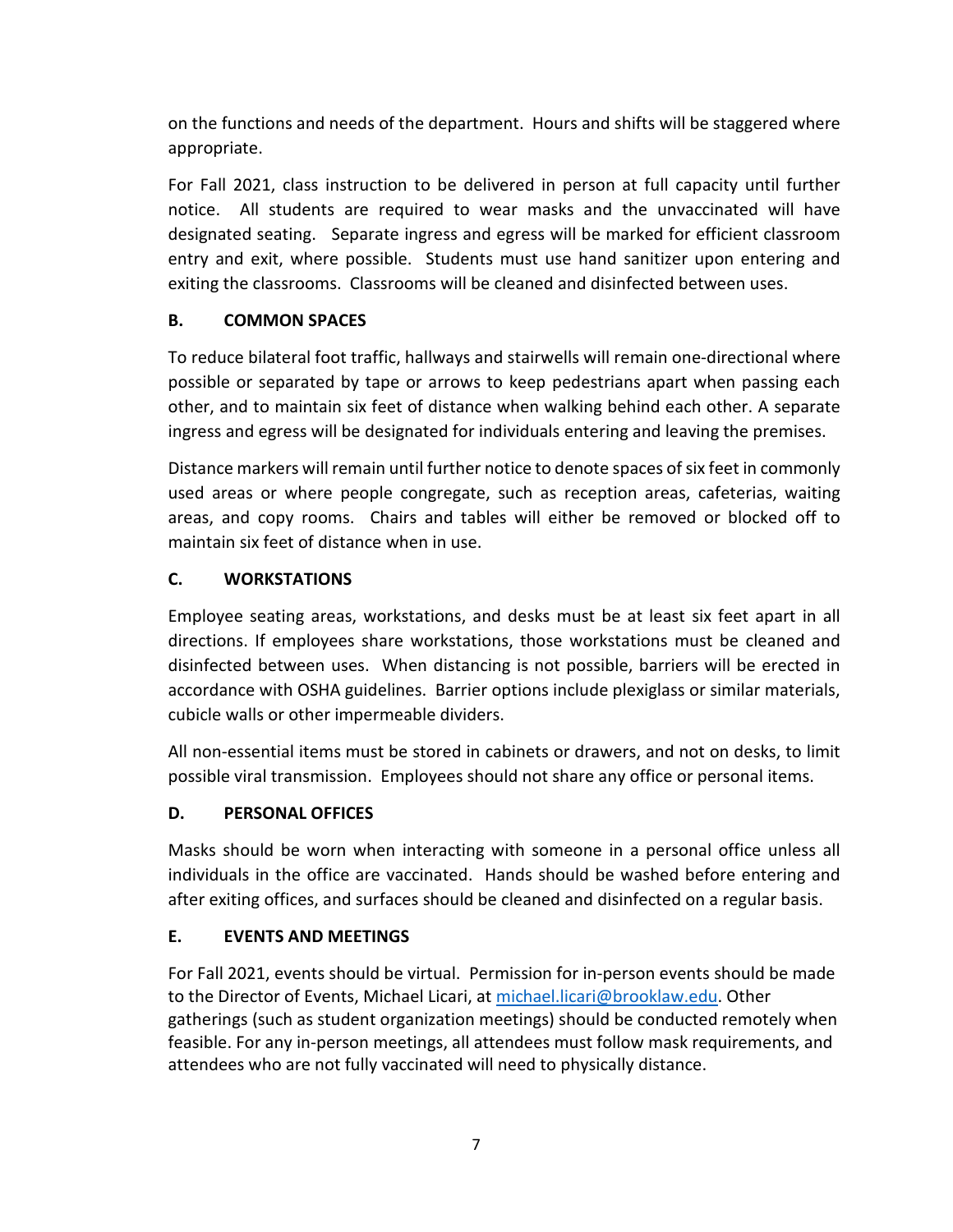on the functions and needs of the department. Hours and shifts will be staggered where appropriate.

For Fall 2021, class instruction to be delivered in person at full capacity until further notice. All students are required to wear masks and the unvaccinated will have designated seating. Separate ingress and egress will be marked for efficient classroom entry and exit, where possible. Students must use hand sanitizer upon entering and exiting the classrooms. Classrooms will be cleaned and disinfected between uses.

### B. COMMON SPACES

To reduce bilateral foot traffic, hallways and stairwells will remain one-directional where possible or separated by tape or arrows to keep pedestrians apart when passing each other, and to maintain six feet of distance when walking behind each other. A separate ingress and egress will be designated for individuals entering and leaving the premises.

Distance markers will remain until further notice to denote spaces of six feet in commonly used areas or where people congregate, such as reception areas, cafeterias, waiting areas, and copy rooms. Chairs and tables will either be removed or blocked off to maintain six feet of distance when in use.

### C. WORKSTATIONS

Employee seating areas, workstations, and desks must be at least six feet apart in all directions. If employees share workstations, those workstations must be cleaned and disinfected between uses. When distancing is not possible, barriers will be erected in accordance with OSHA guidelines. Barrier options include plexiglass or similar materials, cubicle walls or other impermeable dividers.

All non-essential items must be stored in cabinets or drawers, and not on desks, to limit possible viral transmission. Employees should not share any office or personal items.

### D. PERSONAL OFFICES

Masks should be worn when interacting with someone in a personal office unless all individuals in the office are vaccinated. Hands should be washed before entering and after exiting offices, and surfaces should be cleaned and disinfected on a regular basis.

### E. EVENTS AND MEETINGS

For Fall 2021, events should be virtual. Permission for in-person events should be made to the Director of Events, Michael Licari, at [michael.licari@brooklaw.edu](mailto:michael.licari@brooklaw.edu). Other gatherings (such as student organization meetings) should be conducted remotely when feasible. For any in-person meetings, all attendees must follow mask requirements, and attendees who are not fully vaccinated will need to physically distance.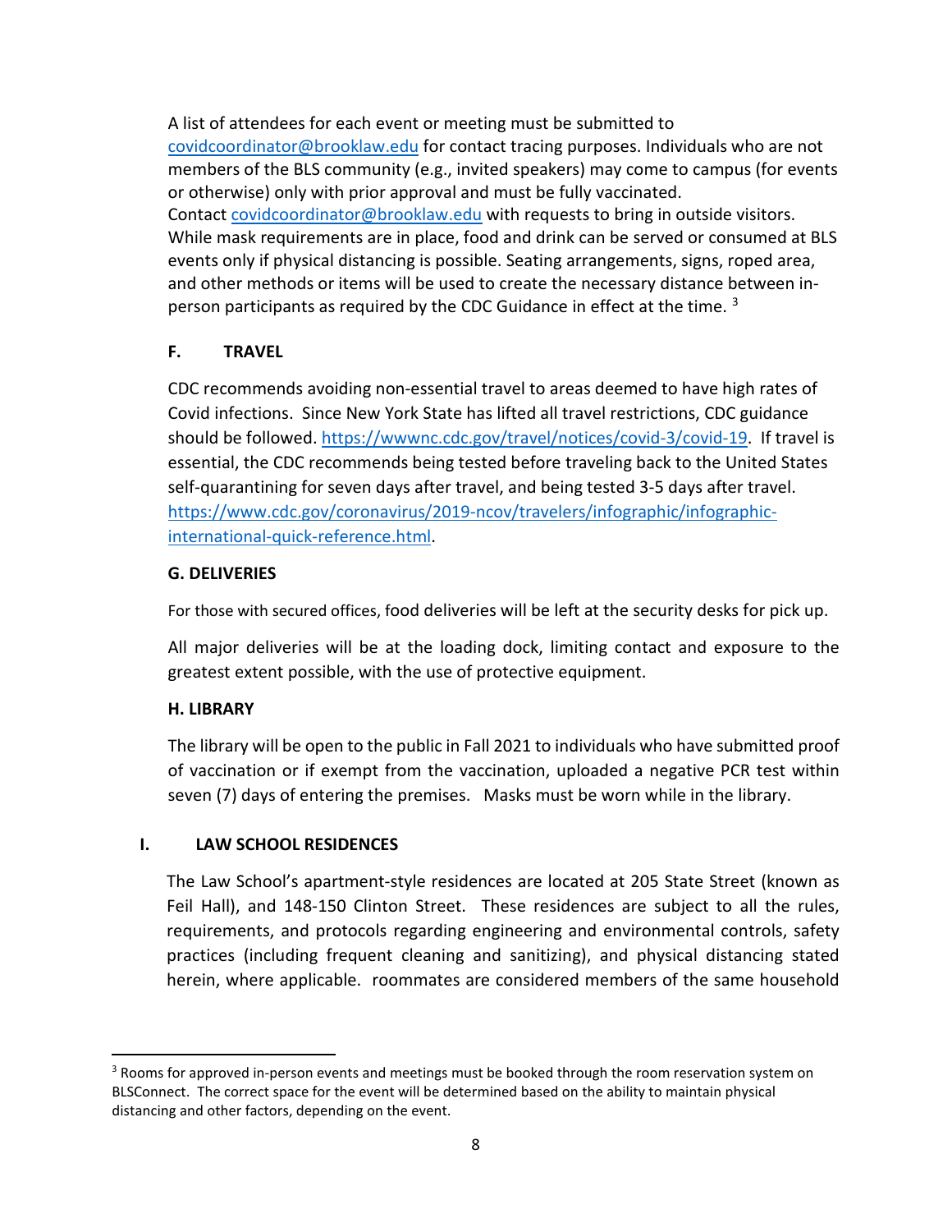A list of attendees for each event or meeting must be submitted to [covidcoordinator@brooklaw.edu](mailto:covidcoordinator@brooklaw.edu) for contact tracing purposes. Individuals who are not members of the BLS community (e.g., invited speakers) may come to campus (for events or otherwise) only with prior approval and must be fully vaccinated. Contact [covidcoordinator@brooklaw.edu](mailto:covidcoordinator@brooklaw.edu) with requests to bring in outside visitors. While mask requirements are in place, food and drink can be served or consumed at BLS events only if physical distancing is possible. Seating arrangements, signs, roped area, and other methods or items will be used to create the necessary distance between in-person participants as required by the CDC Guidance in effect at the time. [3]

### F. TRAVEL

CDC recommends avoiding non-essential travel to areas deemed to have high rates of Covid infections. Since New York State has lifted all travel restrictions, CDC guidance should be followed. [https://wwwnc.cdc.gov/travel/notices/covid-3/covid-19](https://wwwnc.cdc.gov/travel/notices/covid-3/covid-19). If travel is essential, the CDC recommends being tested before traveling back to the United States self-quarantining for seven days after travel, and being tested 3-5 days after travel. [https://www.cdc.gov/coronavirus/2019-ncov/travelers/infographic/infographic-international-quick-reference.html](https://www.cdc.gov/coronavirus/2019-ncov/travelers/infographic/infographic-international-quick-reference.html).

### G. DELIVERIES

For those with secured offices, food deliveries will be left at the security desks for pick up.

All major deliveries will be at the loading dock, limiting contact and exposure to the greatest extent possible, with the use of protective equipment.

### H. LIBRARY

The library will be open to the public in Fall 2021 to individuals who have submitted proof of vaccination or if exempt from the vaccination, uploaded a negative PCR test within seven (7) days of entering the premises. Masks must be worn while in the library.

## I. LAW SCHOOL RESIDENCES

The Law School's apartment-style residences are located at 205 State Street (known as Feil Hall), and 148-150 Clinton Street. These residences are subject to all the rules, requirements, and protocols regarding engineering and environmental controls, safety practices (including frequent cleaning and sanitizing), and physical distancing stated herein, where applicable. roommates are considered members of the same household

---

[3] Rooms for approved in-person events and meetings must be booked through the room reservation system on BLSConnect. The correct space for the event will be determined based on the ability to maintain physical distancing and other factors, depending on the event.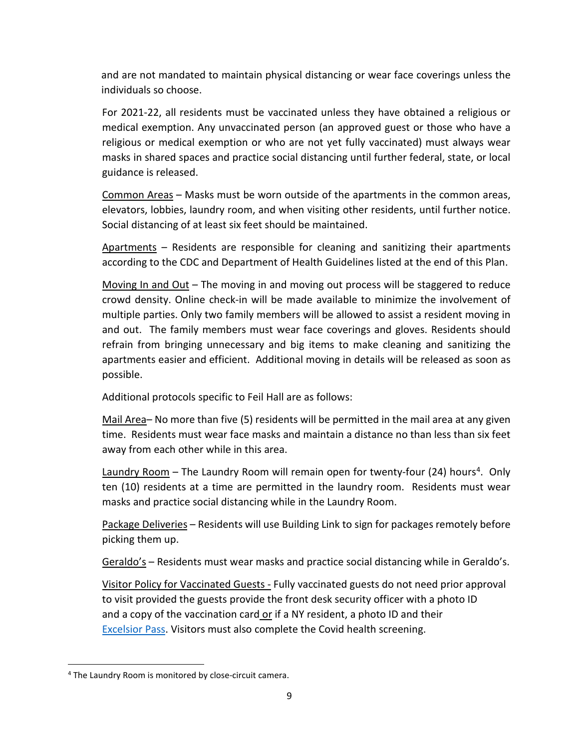and are not mandated to maintain physical distancing or wear face coverings unless the individuals so choose.

For 2021-22, all residents must be vaccinated unless they have obtained a religious or medical exemption. Any unvaccinated person (an approved guest or those who have a religious or medical exemption or who are not yet fully vaccinated) must always wear masks in shared spaces and practice social distancing until further federal, state, or local guidance is released.

Common Areas – Masks must be worn outside of the apartments in the common areas, elevators, lobbies, laundry room, and when visiting other residents, until further notice. Social distancing of at least six feet should be maintained.

Apartments – Residents are responsible for cleaning and sanitizing their apartments according to the CDC and Department of Health Guidelines listed at the end of this Plan.

Moving In and Out – The moving in and moving out process will be staggered to reduce crowd density. Online check-in will be made available to minimize the involvement of multiple parties. Only two family members will be allowed to assist a resident moving in and out. The family members must wear face coverings and gloves. Residents should refrain from bringing unnecessary and big items to make cleaning and sanitizing the apartments easier and efficient. Additional moving in details will be released as soon as possible.

Additional protocols specific to Feil Hall are as follows:

Mail Area– No more than five (5) residents will be permitted in the mail area at any given time. Residents must wear face masks and maintain a distance no than less than six feet away from each other while in this area.

Laundry Room – The Laundry Room will remain open for twenty-four (24) hours[4]. Only ten (10) residents at a time are permitted in the laundry room. Residents must wear masks and practice social distancing while in the Laundry Room.

Package Deliveries – Residents will use Building Link to sign for packages remotely before picking them up.

Geraldo's – Residents must wear masks and practice social distancing while in Geraldo's.

Visitor Policy for Vaccinated Guests - Fully vaccinated guests do not need prior approval to visit provided the guests provide the front desk security officer with a photo ID and a copy of the vaccination card or if a NY resident, a photo ID and their Excelsior Pass. Visitors must also complete the Covid health screening.

[4] The Laundry Room is monitored by close-circuit camera.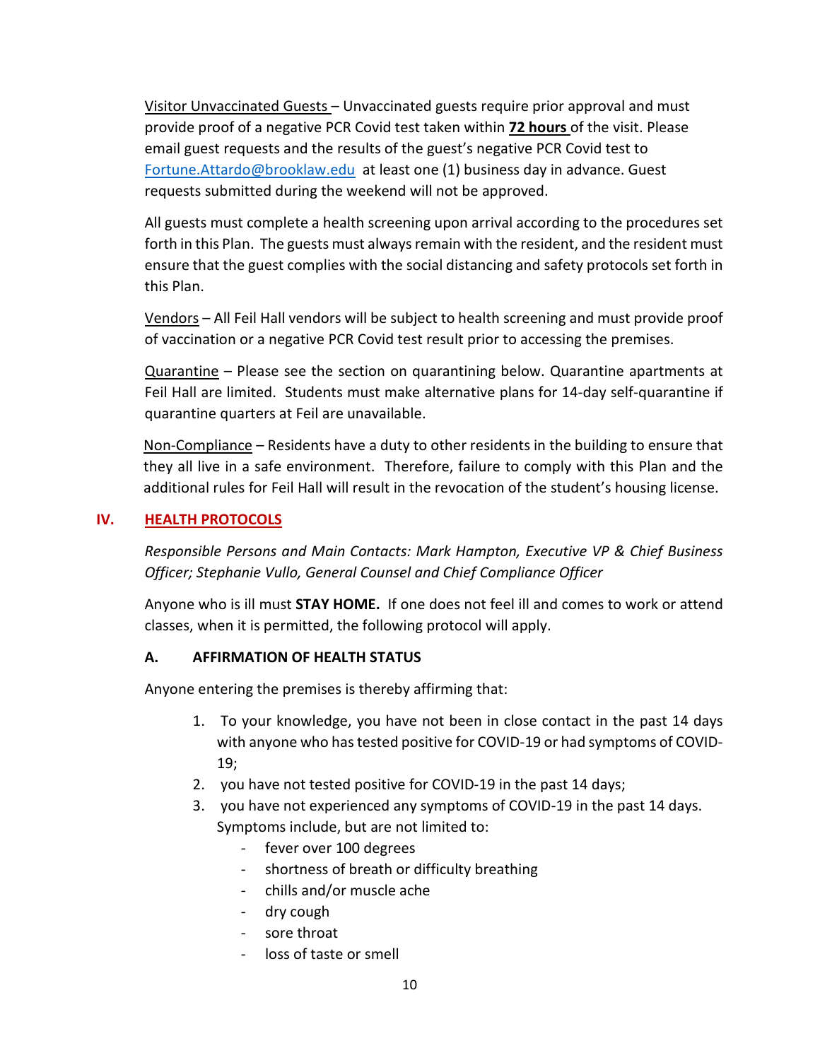Visitor Unvaccinated Guests – Unvaccinated guests require prior approval and must provide proof of a negative PCR Covid test taken within **72 hours** of the visit. Please email guest requests and the results of the guest's negative PCR Covid test to Fortune.Attardo@brooklaw.edu at least one (1) business day in advance. Guest requests submitted during the weekend will not be approved.

All guests must complete a health screening upon arrival according to the procedures set forth in this Plan. The guests must always remain with the resident, and the resident must ensure that the guest complies with the social distancing and safety protocols set forth in this Plan.

Vendors – All Feil Hall vendors will be subject to health screening and must provide proof of vaccination or a negative PCR Covid test result prior to accessing the premises.

Quarantine – Please see the section on quarantining below. Quarantine apartments at Feil Hall are limited. Students must make alternative plans for 14-day self-quarantine if quarantine quarters at Feil are unavailable.

Non-Compliance – Residents have a duty to other residents in the building to ensure that they all live in a safe environment. Therefore, failure to comply with this Plan and the additional rules for Feil Hall will result in the revocation of the student's housing license.

## IV. HEALTH PROTOCOLS

*Responsible Persons and Main Contacts: Mark Hampton, Executive VP & Chief Business Officer; Stephanie Vullo, General Counsel and Chief Compliance Officer*

Anyone who is ill must **STAY HOME.** If one does not feel ill and comes to work or attend classes, when it is permitted, the following protocol will apply.

### A. AFFIRMATION OF HEALTH STATUS

Anyone entering the premises is thereby affirming that:

1. To your knowledge, you have not been in close contact in the past 14 days with anyone who has tested positive for COVID-19 or had symptoms of COVID-19;
2. you have not tested positive for COVID-19 in the past 14 days;
3. you have not experienced any symptoms of COVID-19 in the past 14 days. Symptoms include, but are not limited to:
   - fever over 100 degrees
   - shortness of breath or difficulty breathing
   - chills and/or muscle ache
   - dry cough
   - sore throat
   - loss of taste or smell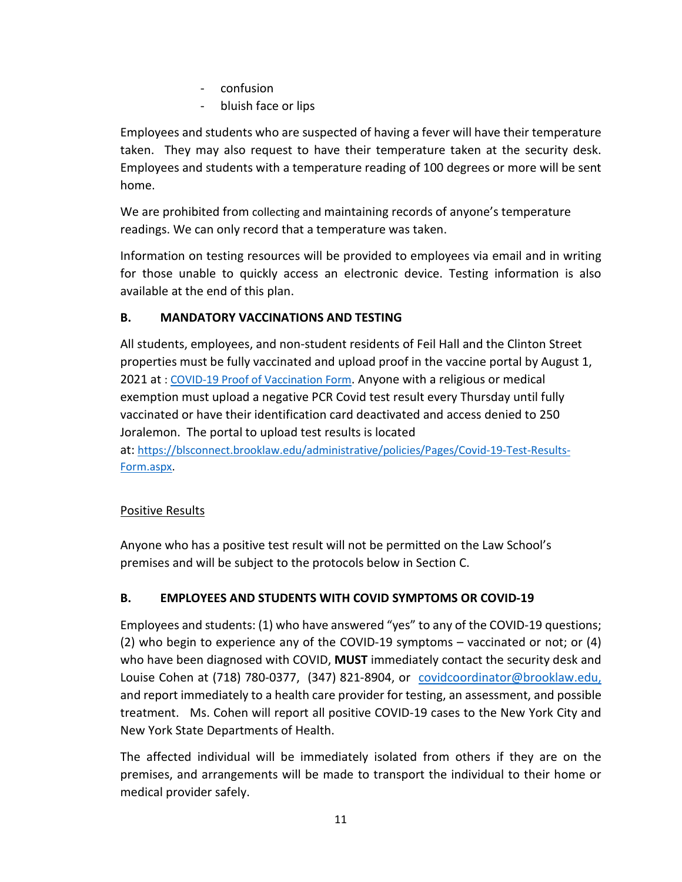- confusion
- bluish face or lips

Employees and students who are suspected of having a fever will have their temperature taken. They may also request to have their temperature taken at the security desk. Employees and students with a temperature reading of 100 degrees or more will be sent home.

We are prohibited from collecting and maintaining records of anyone's temperature readings. We can only record that a temperature was taken.

Information on testing resources will be provided to employees via email and in writing for those unable to quickly access an electronic device. Testing information is also available at the end of this plan.

### B. MANDATORY VACCINATIONS AND TESTING

All students, employees, and non-student residents of Feil Hall and the Clinton Street properties must be fully vaccinated and upload proof in the vaccine portal by August 1, 2021 at : COVID-19 Proof of Vaccination Form. Anyone with a religious or medical exemption must upload a negative PCR Covid test result every Thursday until fully vaccinated or have their identification card deactivated and access denied to 250 Joralemon. The portal to upload test results is located at: https://blsconnect.brooklaw.edu/administrative/policies/Pages/Covid-19-Test-Results-Form.aspx.

<u>Positive Results</u>

Anyone who has a positive test result will not be permitted on the Law School's premises and will be subject to the protocols below in Section C.

### B. EMPLOYEES AND STUDENTS WITH COVID SYMPTOMS OR COVID-19

Employees and students: (1) who have answered "yes" to any of the COVID-19 questions; (2) who begin to experience any of the COVID-19 symptoms – vaccinated or not; or (4) who have been diagnosed with COVID, **MUST** immediately contact the security desk and Louise Cohen at (718) 780-0377, (347) 821-8904, or covidcoordinator@brooklaw.edu, and report immediately to a health care provider for testing, an assessment, and possible treatment. Ms. Cohen will report all positive COVID-19 cases to the New York City and New York State Departments of Health.

The affected individual will be immediately isolated from others if they are on the premises, and arrangements will be made to transport the individual to their home or medical provider safely.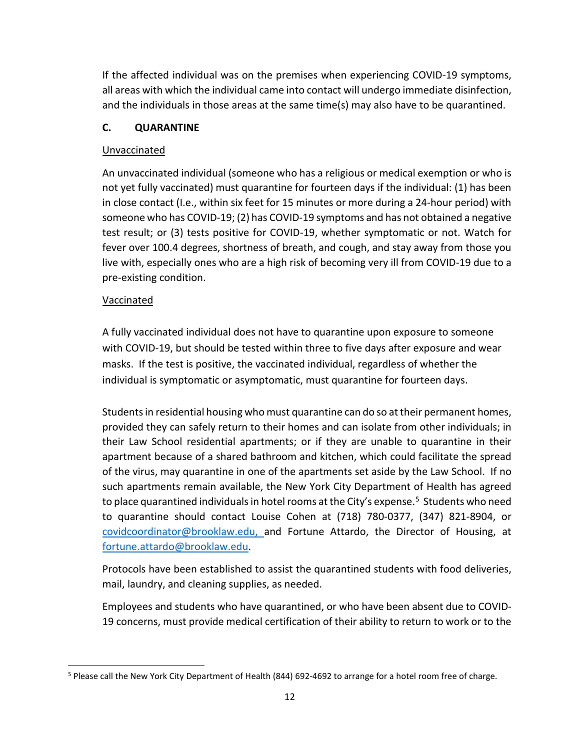If the affected individual was on the premises when experiencing COVID-19 symptoms, all areas with which the individual came into contact will undergo immediate disinfection, and the individuals in those areas at the same time(s) may also have to be quarantined.

## C. QUARANTINE

<u>Unvaccinated</u>

An unvaccinated individual (someone who has a religious or medical exemption or who is not yet fully vaccinated) must quarantine for fourteen days if the individual: (1) has been in close contact (I.e., within six feet for 15 minutes or more during a 24-hour period) with someone who has COVID-19; (2) has COVID-19 symptoms and has not obtained a negative test result; or (3) tests positive for COVID-19, whether symptomatic or not. Watch for fever over 100.4 degrees, shortness of breath, and cough, and stay away from those you live with, especially ones who are a high risk of becoming very ill from COVID-19 due to a pre-existing condition.

<u>Vaccinated</u>

A fully vaccinated individual does not have to quarantine upon exposure to someone with COVID-19, but should be tested within three to five days after exposure and wear masks. If the test is positive, the vaccinated individual, regardless of whether the individual is symptomatic or asymptomatic, must quarantine for fourteen days.

Students in residential housing who must quarantine can do so at their permanent homes, provided they can safely return to their homes and can isolate from other individuals; in their Law School residential apartments; or if they are unable to quarantine in their apartment because of a shared bathroom and kitchen, which could facilitate the spread of the virus, may quarantine in one of the apartments set aside by the Law School. If no such apartments remain available, the New York City Department of Health has agreed to place quarantined individuals in hotel rooms at the City's expense.[5] Students who need to quarantine should contact Louise Cohen at (718) 780-0377, (347) 821-8904, or covidcoordinator@brooklaw.edu, and Fortune Attardo, the Director of Housing, at fortune.attardo@brooklaw.edu.

Protocols have been established to assist the quarantined students with food deliveries, mail, laundry, and cleaning supplies, as needed.

Employees and students who have quarantined, or who have been absent due to COVID-19 concerns, must provide medical certification of their ability to return to work or to the

---

[5] Please call the New York City Department of Health (844) 692-4692 to arrange for a hotel room free of charge.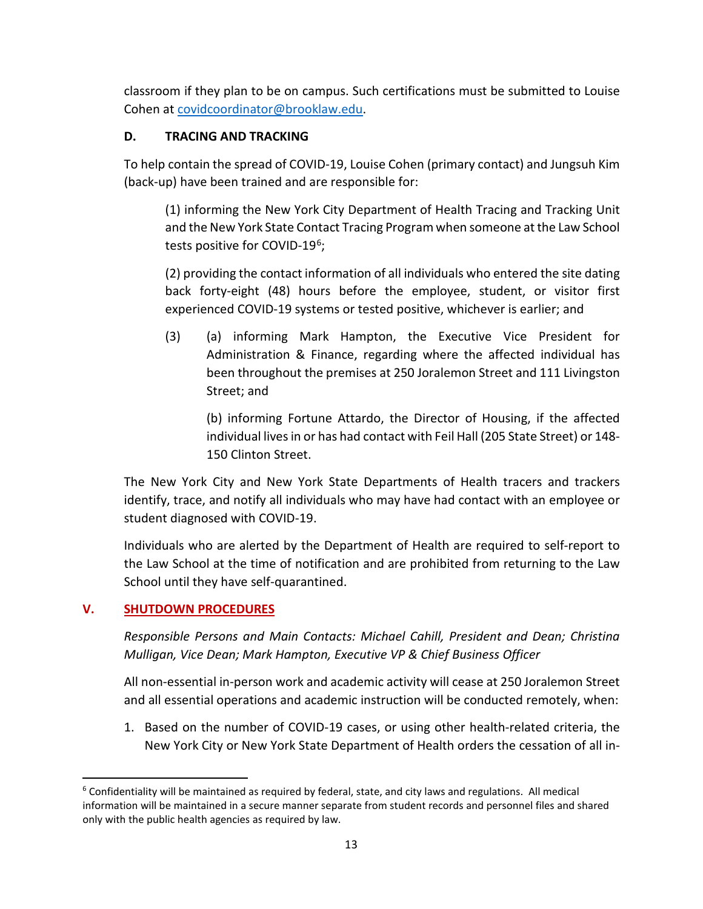classroom if they plan to be on campus. Such certifications must be submitted to Louise Cohen at covidcoordinator@brooklaw.edu.

### D. TRACING AND TRACKING

To help contain the spread of COVID-19, Louise Cohen (primary contact) and Jungsuh Kim (back-up) have been trained and are responsible for:

> (1) informing the New York City Department of Health Tracing and Tracking Unit and the New York State Contact Tracing Program when someone at the Law School tests positive for COVID-19[6];
>
> (2) providing the contact information of all individuals who entered the site dating back forty-eight (48) hours before the employee, student, or visitor first experienced COVID-19 systems or tested positive, whichever is earlier; and
>
> (3) (a) informing Mark Hampton, the Executive Vice President for Administration & Finance, regarding where the affected individual has been throughout the premises at 250 Joralemon Street and 111 Livingston Street; and
>
> (b) informing Fortune Attardo, the Director of Housing, if the affected individual lives in or has had contact with Feil Hall (205 State Street) or 148-150 Clinton Street.

The New York City and New York State Departments of Health tracers and trackers identify, trace, and notify all individuals who may have had contact with an employee or student diagnosed with COVID-19.

Individuals who are alerted by the Department of Health are required to self-report to the Law School at the time of notification and are prohibited from returning to the Law School until they have self-quarantined.

## V. SHUTDOWN PROCEDURES

*Responsible Persons and Main Contacts: Michael Cahill, President and Dean; Christina Mulligan, Vice Dean; Mark Hampton, Executive VP & Chief Business Officer*

All non-essential in-person work and academic activity will cease at 250 Joralemon Street and all essential operations and academic instruction will be conducted remotely, when:

1. Based on the number of COVID-19 cases, or using other health-related criteria, the New York City or New York State Department of Health orders the cessation of all in-

---

[6] Confidentiality will be maintained as required by federal, state, and city laws and regulations. All medical information will be maintained in a secure manner separate from student records and personnel files and shared only with the public health agencies as required by law.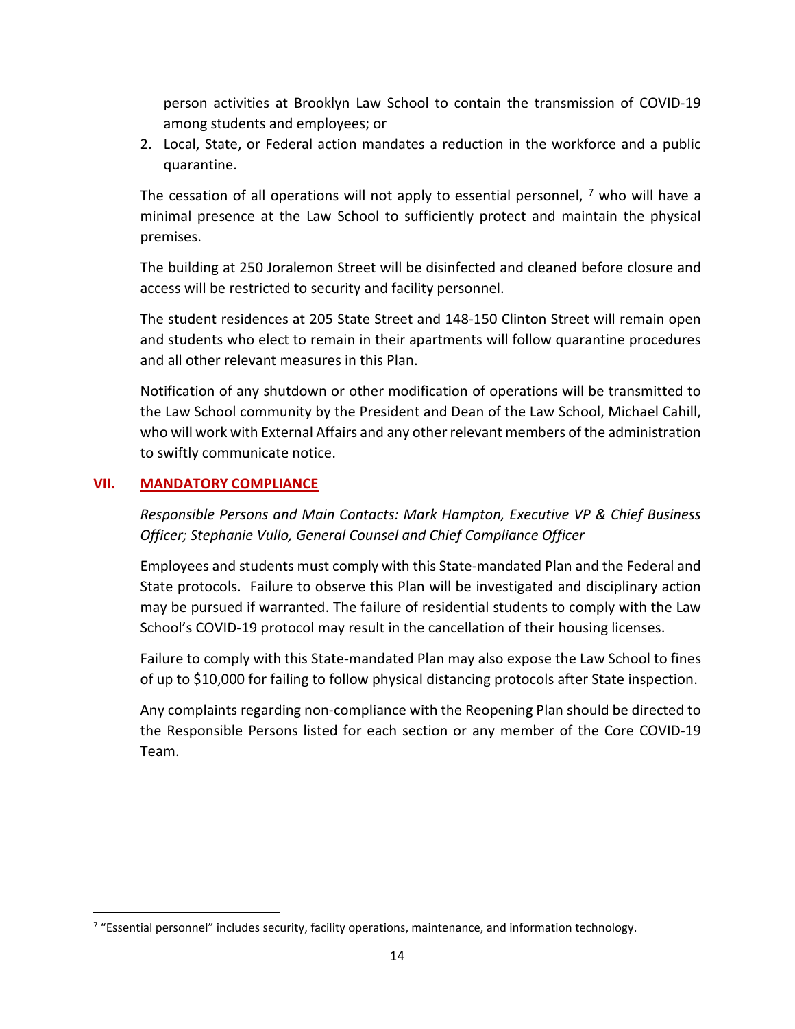person activities at Brooklyn Law School to contain the transmission of COVID-19 among students and employees; or

2. Local, State, or Federal action mandates a reduction in the workforce and a public quarantine.

The cessation of all operations will not apply to essential personnel, [7] who will have a minimal presence at the Law School to sufficiently protect and maintain the physical premises.

The building at 250 Joralemon Street will be disinfected and cleaned before closure and access will be restricted to security and facility personnel.

The student residences at 205 State Street and 148-150 Clinton Street will remain open and students who elect to remain in their apartments will follow quarantine procedures and all other relevant measures in this Plan.

Notification of any shutdown or other modification of operations will be transmitted to the Law School community by the President and Dean of the Law School, Michael Cahill, who will work with External Affairs and any other relevant members of the administration to swiftly communicate notice.

## VII. MANDATORY COMPLIANCE

*Responsible Persons and Main Contacts: Mark Hampton, Executive VP & Chief Business Officer; Stephanie Vullo, General Counsel and Chief Compliance Officer*

Employees and students must comply with this State-mandated Plan and the Federal and State protocols. Failure to observe this Plan will be investigated and disciplinary action may be pursued if warranted. The failure of residential students to comply with the Law School's COVID-19 protocol may result in the cancellation of their housing licenses.

Failure to comply with this State-mandated Plan may also expose the Law School to fines of up to $10,000 for failing to follow physical distancing protocols after State inspection.

Any complaints regarding non-compliance with the Reopening Plan should be directed to the Responsible Persons listed for each section or any member of the Core COVID-19 Team.

---

[7] "Essential personnel" includes security, facility operations, maintenance, and information technology.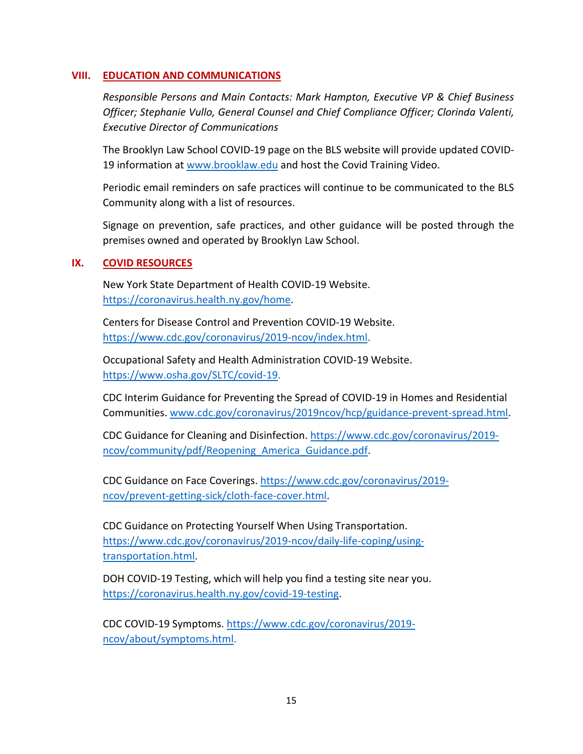## VIII. EDUCATION AND COMMUNICATIONS

*Responsible Persons and Main Contacts: Mark Hampton, Executive VP & Chief Business Officer; Stephanie Vullo, General Counsel and Chief Compliance Officer; Clorinda Valenti, Executive Director of Communications*

The Brooklyn Law School COVID-19 page on the BLS website will provide updated COVID-19 information at www.brooklaw.edu and host the Covid Training Video.

Periodic email reminders on safe practices will continue to be communicated to the BLS Community along with a list of resources.

Signage on prevention, safe practices, and other guidance will be posted through the premises owned and operated by Brooklyn Law School.

## IX. COVID RESOURCES

New York State Department of Health COVID-19 Website. https://coronavirus.health.ny.gov/home.

Centers for Disease Control and Prevention COVID-19 Website. https://www.cdc.gov/coronavirus/2019-ncov/index.html.

Occupational Safety and Health Administration COVID-19 Website. https://www.osha.gov/SLTC/covid-19.

CDC Interim Guidance for Preventing the Spread of COVID-19 in Homes and Residential Communities. www.cdc.gov/coronavirus/2019ncov/hcp/guidance-prevent-spread.html.

CDC Guidance for Cleaning and Disinfection. https://www.cdc.gov/coronavirus/2019-ncov/community/pdf/Reopening_America_Guidance.pdf.

CDC Guidance on Face Coverings. https://www.cdc.gov/coronavirus/2019-ncov/prevent-getting-sick/cloth-face-cover.html.

CDC Guidance on Protecting Yourself When Using Transportation. https://www.cdc.gov/coronavirus/2019-ncov/daily-life-coping/using-transportation.html.

DOH COVID-19 Testing, which will help you find a testing site near you. https://coronavirus.health.ny.gov/covid-19-testing.

CDC COVID-19 Symptoms. https://www.cdc.gov/coronavirus/2019-ncov/about/symptoms.html.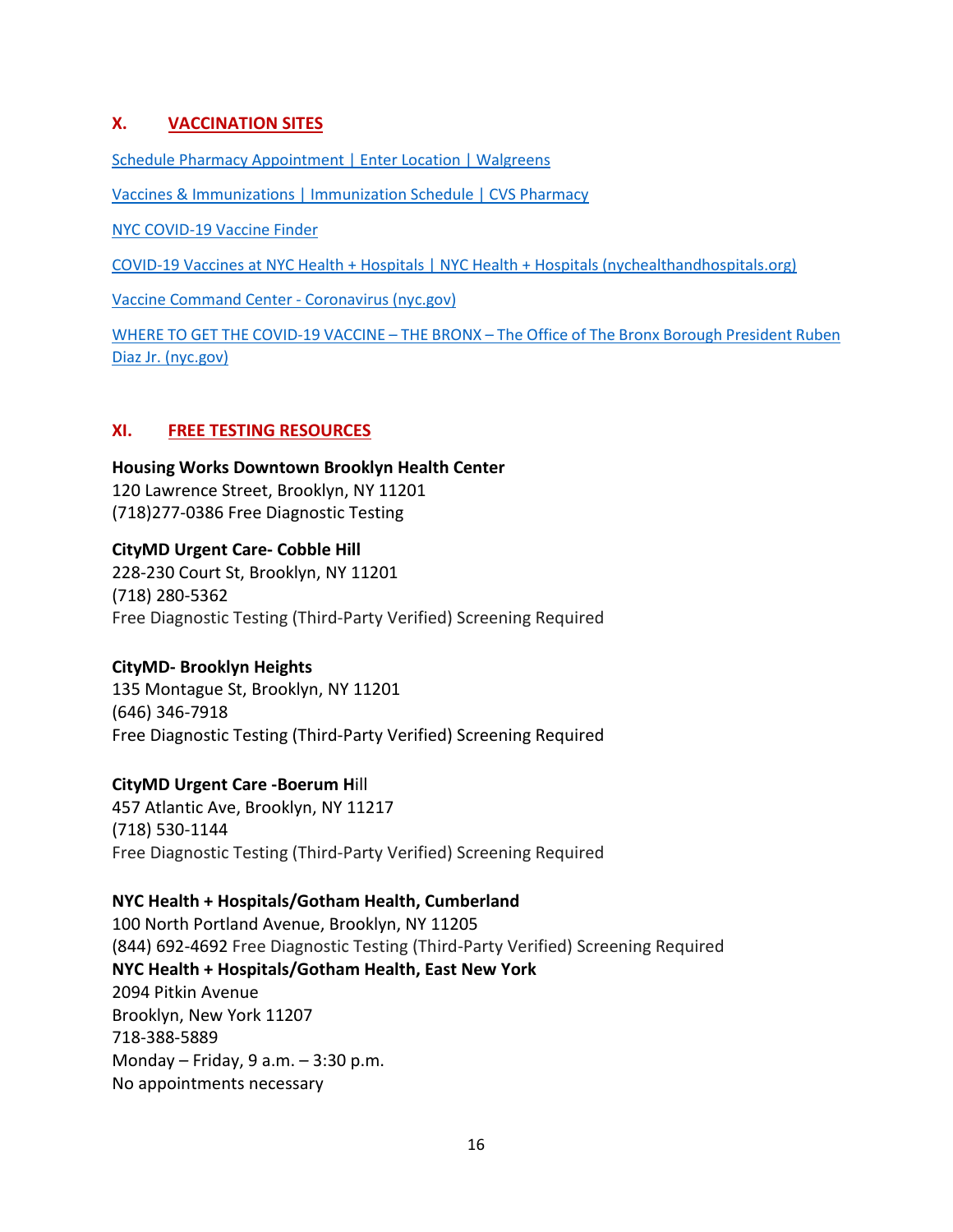## X. VACCINATION SITES

Schedule Pharmacy Appointment | Enter Location | Walgreens

Vaccines & Immunizations | Immunization Schedule | CVS Pharmacy

NYC COVID-19 Vaccine Finder

COVID-19 Vaccines at NYC Health + Hospitals | NYC Health + Hospitals (nychealthandhospitals.org)

Vaccine Command Center - Coronavirus (nyc.gov)

WHERE TO GET THE COVID-19 VACCINE – THE BRONX – The Office of The Bronx Borough President Ruben Diaz Jr. (nyc.gov)

## XI. FREE TESTING RESOURCES

**Housing Works Downtown Brooklyn Health Center**
120 Lawrence Street, Brooklyn, NY 11201
(718)277-0386 Free Diagnostic Testing

**CityMD Urgent Care- Cobble Hill**
228-230 Court St, Brooklyn, NY 11201
(718) 280-5362
Free Diagnostic Testing (Third-Party Verified) Screening Required

**CityMD- Brooklyn Heights**
135 Montague St, Brooklyn, NY 11201
(646) 346-7918
Free Diagnostic Testing (Third-Party Verified) Screening Required

**CityMD Urgent Care -Boerum H**ill
457 Atlantic Ave, Brooklyn, NY 11217
(718) 530-1144
Free Diagnostic Testing (Third-Party Verified) Screening Required

**NYC Health + Hospitals/Gotham Health, Cumberland**
100 North Portland Avenue, Brooklyn, NY 11205
(844) 692-4692 Free Diagnostic Testing (Third-Party Verified) Screening Required

**NYC Health + Hospitals/Gotham Health, East New York**
2094 Pitkin Avenue
Brooklyn, New York 11207
718-388-5889
Monday – Friday, 9 a.m. – 3:30 p.m.
No appointments necessary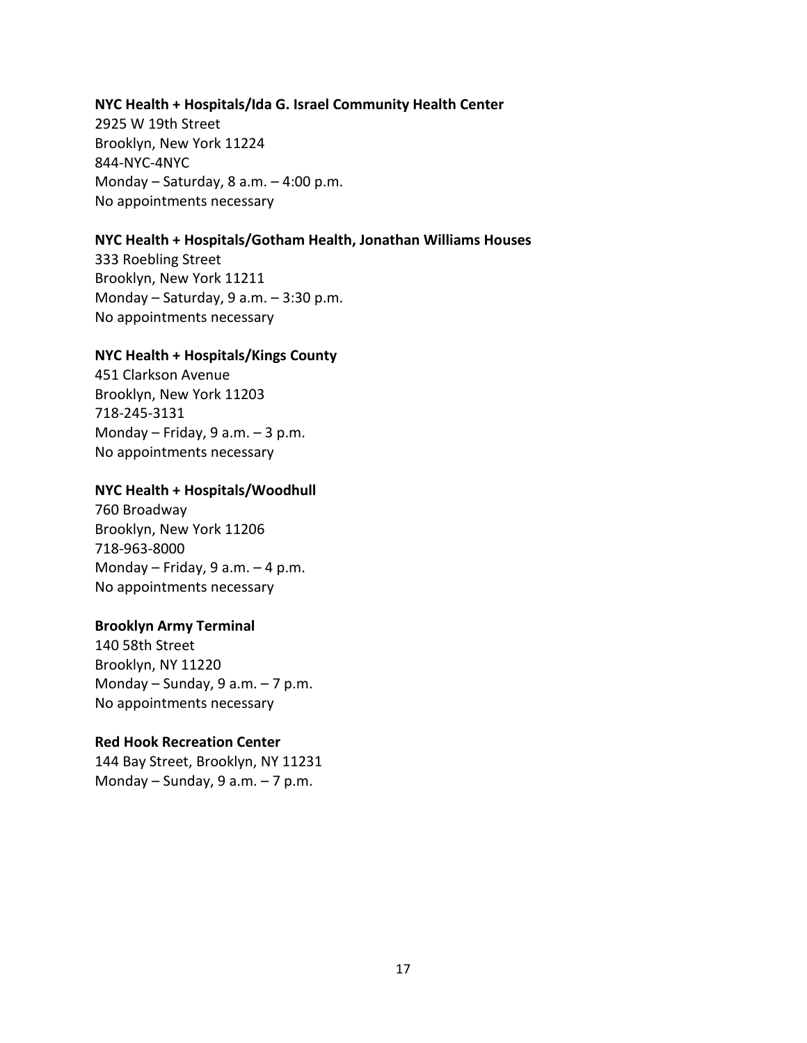**NYC Health + Hospitals/Ida G. Israel Community Health Center**
2925 W 19th Street
Brooklyn, New York 11224
844-NYC-4NYC
Monday – Saturday, 8 a.m. – 4:00 p.m.
No appointments necessary

**NYC Health + Hospitals/Gotham Health, Jonathan Williams Houses**
333 Roebling Street
Brooklyn, New York 11211
Monday – Saturday, 9 a.m. – 3:30 p.m.
No appointments necessary

**NYC Health + Hospitals/Kings County**
451 Clarkson Avenue
Brooklyn, New York 11203
718-245-3131
Monday – Friday, 9 a.m. – 3 p.m.
No appointments necessary

**NYC Health + Hospitals/Woodhull**
760 Broadway
Brooklyn, New York 11206
718-963-8000
Monday – Friday, 9 a.m. – 4 p.m.
No appointments necessary

**Brooklyn Army Terminal**
140 58th Street
Brooklyn, NY 11220
Monday – Sunday, 9 a.m. – 7 p.m.
No appointments necessary

**Red Hook Recreation Center**
144 Bay Street, Brooklyn, NY 11231
Monday – Sunday, 9 a.m. – 7 p.m.